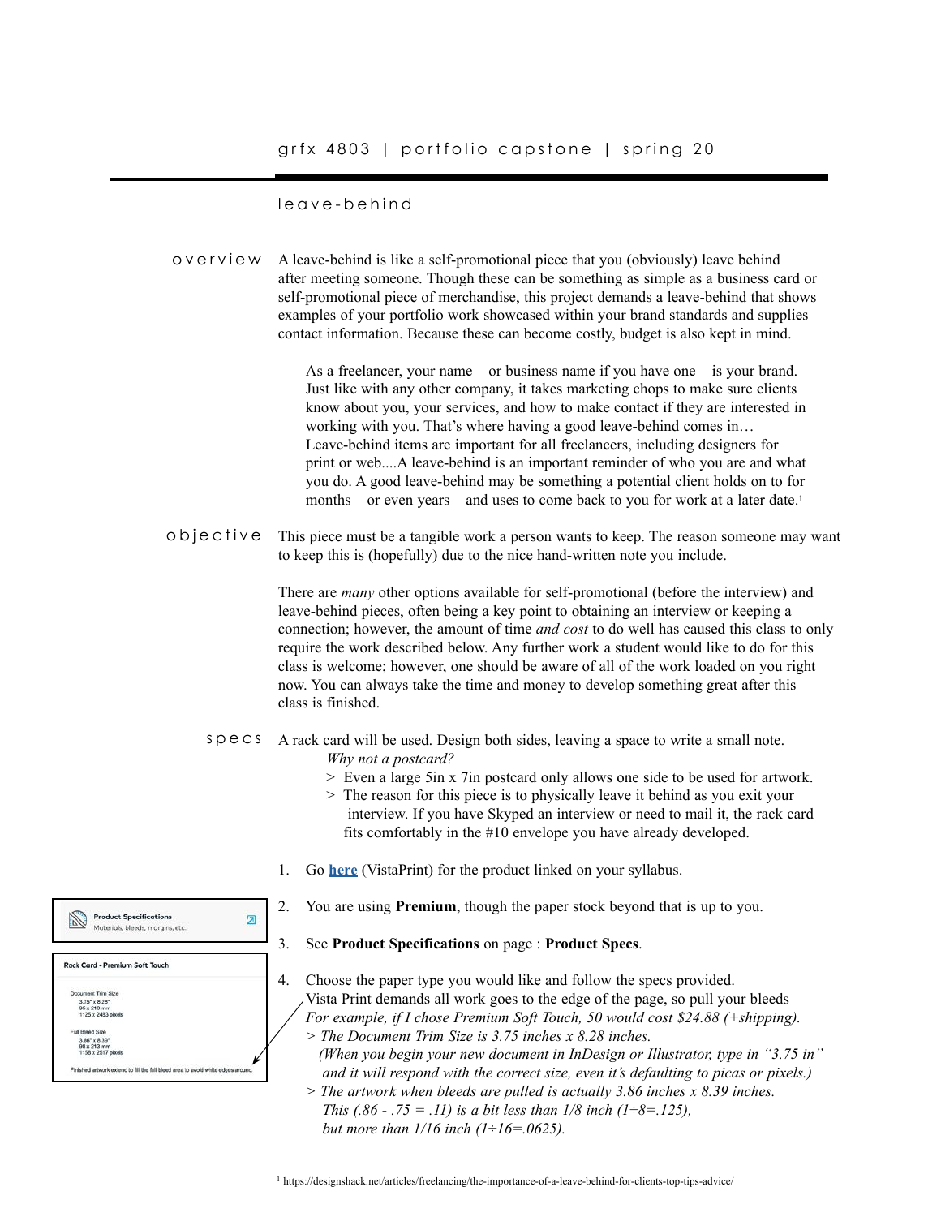grfx 4803 | portfolio capstone | spring 20

# leave-behind

**overview**

A leave-behind is like a self-promotional piece that you (obviously) leave behind after meeting someone. Though these can be something as simple as a business card or self-promotional piece of merchandise, this project demands a leave-behind that shows examples of your portfolio work showcased within your brand standards and supplies contact information. Because these can become costly, budget is also kept in mind.

> As a freelancer, your name – or business name if you have one – is your brand. Just like with any other company, it takes marketing chops to make sure clients know about you, your services, and how to make contact if they are interested in working with you. That's where having a good leave-behind comes in… Leave-behind items are important for all freelancers, including designers for print or web....A leave-behind is an important reminder of who you are and what you do. A good leave-behind may be something a potential client holds on to for months – or even years – and uses to come back to you for work at a later date.[1]

**objective**

This piece must be a tangible work a person wants to keep. The reason someone may want to keep this is (hopefully) due to the nice hand-written note you include.

There are *many* other options available for self-promotional (before the interview) and leave-behind pieces, often being a key point to obtaining an interview or keeping a connection; however, the amount of time *and cost* to do well has caused this class to only require the work described below. Any further work a student would like to do for this class is welcome; however, one should be aware of all of the work loaded on you right now. You can always take the time and money to develop something great after this class is finished.

**specs**

A rack card will be used. Design both sides, leaving a space to write a small note.

*Why not a postcard?*

> Even a large 5in x 7in postcard only allows one side to be used for artwork.
> The reason for this piece is to physically leave it behind as you exit your interview. If you have Skyped an interview or need to mail it, the rack card fits comfortably in the #10 envelope you have already developed.

1. Go **here** (VistaPrint) for the product linked on your syllabus.
2. You are using **Premium**, though the paper stock beyond that is up to you.
3. See **Product Specifications** on page : **Product Specs**.
4. Choose the paper type you would like and follow the specs provided.
   Vista Print demands all work goes to the edge of the page, so pull your bleeds
   *For example, if I chose Premium Soft Touch, 50 would cost $24.88 (+shipping).*
   *> The Document Trim Size is 3.75 inches x 8.28 inches.*
   *(When you begin your new document in InDesign or Illustrator, type in "3.75 in" and it will respond with the correct size, even it's defaulting to picas or pixels.)*
   *> The artwork when bleeds are pulled is actually 3.86 inches x 8.39 inches.*
   *This (.86 - .75 = .11) is a bit less than 1/8 inch (1÷8=.125),*
   *but more than 1/16 inch (1÷16=.0625).*

**Product Specifications**
Materials, bleeds, margins, etc.

**Rack Card - Premium Soft Touch**

Document Trim Size
3.75" x 8.28"
96 x 210 mm
1125 x 2483 pixels

Full Bleed Size
3.86" x 8.39"
98 x 213 mm
1158 x 2517 pixels

Finished artwork extend to fill the full bleed area to avoid white edges around.

[1] https://designshack.net/articles/freelancing/the-importance-of-a-leave-behind-for-clients-top-tips-advice/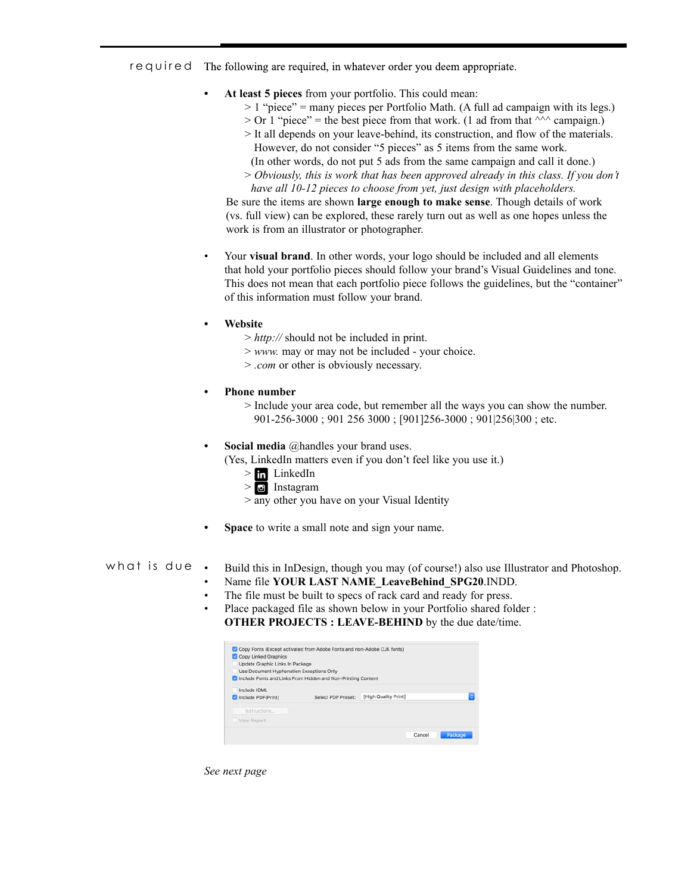**required** The following are required, in whatever order you deem appropriate.

- **At least 5 pieces** from your portfolio. This could mean:
  > 1 “piece” = many pieces per Portfolio Math. (A full ad campaign with its legs.)
  > Or 1 “piece” = the best piece from that work. (1 ad from that ^^^ campaign.)
  > It all depends on your leave-behind, its construction, and flow of the materials. However, do not consider “5 pieces” as 5 items from the same work. (In other words, do not put 5 ads from the same campaign and call it done.)
  > *Obviously, this is work that has been approved already in this class. If you don’t have all 10-12 pieces to choose from yet, just design with placeholders.*

  Be sure the items are shown **large enough to make sense**. Though details of work (vs. full view) can be explored, these rarely turn out as well as one hopes unless the work is from an illustrator or photographer.

- Your **visual brand**. In other words, your logo should be included and all elements that hold your portfolio pieces should follow your brand’s Visual Guidelines and tone. This does not mean that each portfolio piece follows the guidelines, but the “container” of this information must follow your brand.

- **Website**
  > *http://* should not be included in print.
  > *www.* may or may not be included - your choice.
  > *.com* or other is obviously necessary.

- **Phone number**
  > Include your area code, but remember all the ways you can show the number. 901-256-3000 ; 901 256 3000 ; [901]256-3000 ; 901|256|300 ; etc.

- **Social media** @handles your brand uses.
  (Yes, LinkedIn matters even if you don’t feel like you use it.)
  > LinkedIn
  > Instagram
  > any other you have on your Visual Identity

- **Space** to write a small note and sign your name.

**what is due**

- Build this in InDesign, though you may (of course!) also use Illustrator and Photoshop.
- Name file **YOUR LAST NAME_LeaveBehind_SPG20**.INDD.
- The file must be built to specs of rack card and ready for press.
- Place packaged file as shown below in your Portfolio shared folder : **OTHER PROJECTS : LEAVE-BEHIND** by the due date/time.

☑ Copy Fonts (Except activated from Adobe Fonts and non-Adobe CJK fonts)
☑ Copy Linked Graphics
☐ Update Graphic Links In Package
☐ Use Document Hyphenation Exceptions Only
☑ Include Fonts and Links From Hidden and Non-Printing Content
☐ Include IDML
☑ Include PDF(Print) Select PDF Preset: [High Quality Print]
Instructions...
☐ View Report
Cancel Package

*See next page*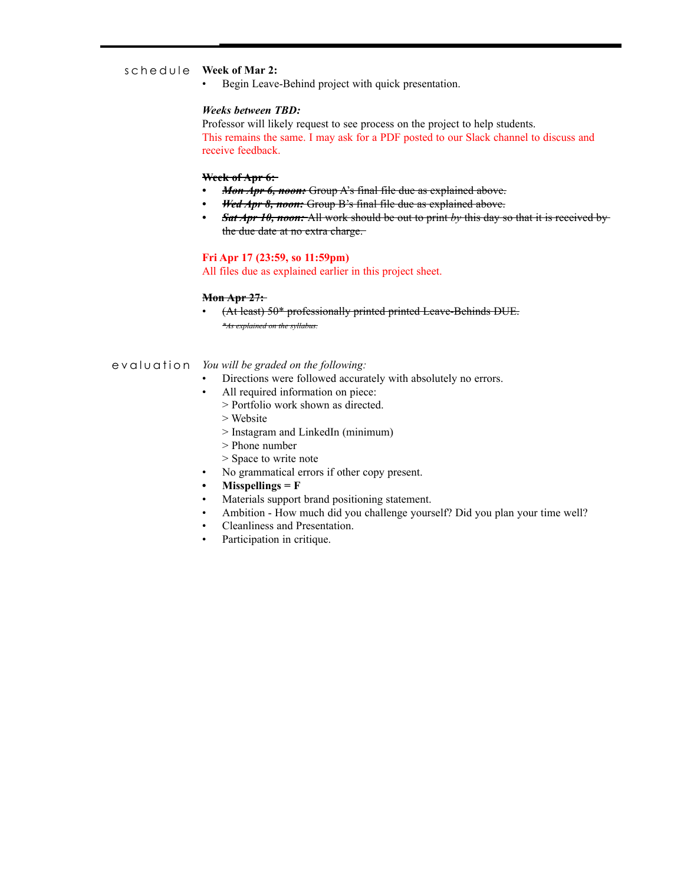## schedule

**Week of Mar 2:**

- Begin Leave-Behind project with quick presentation.

***Weeks between TBD:***

Professor will likely request to see process on the project to help students.
This remains the same. I may ask for a PDF posted to our Slack channel to discuss and receive feedback.

~~**Week of Apr 6:**~~

- ~~***Mon Apr 6, noon:*** Group A's final file due as explained above.~~
- ~~***Wed Apr 8, noon:*** Group B's final file due as explained above.~~
- ~~***Sat Apr 10, noon:*** All work should be out to print *by* this day so that it is received by the due date at no extra charge.~~

**Fri Apr 17 (23:59, so 11:59pm)**

All files due as explained earlier in this project sheet.

~~**Mon Apr 27:**~~

- ~~(At least) 50* professionally printed printed Leave-Behinds DUE.~~
  ~~*As explained on the syllabus.~~

## evaluation

*You will be graded on the following:*

- Directions were followed accurately with absolutely no errors.
- All required information on piece:
  > Portfolio work shown as directed.
  > Website
  > Instagram and LinkedIn (minimum)
  > Phone number
  > Space to write note
- No grammatical errors if other copy present.
- **Misspellings = F**
- Materials support brand positioning statement.
- Ambition - How much did you challenge yourself? Did you plan your time well?
- Cleanliness and Presentation.
- Participation in critique.